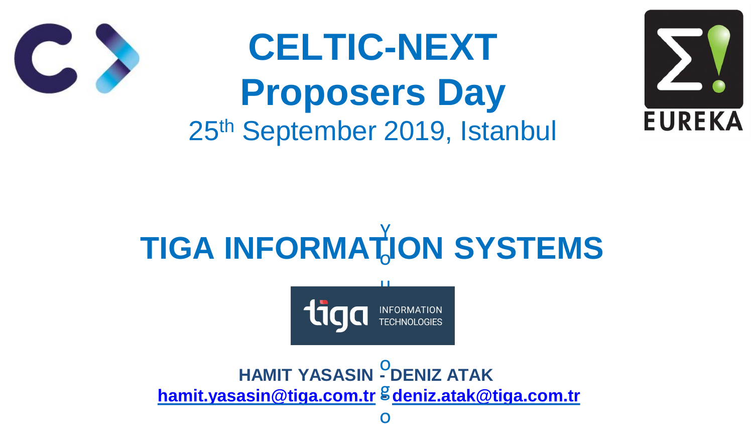# CELTIC-NEXT Proposers Day

25th September 2019, Istanbul

## TIGA INFORMATION SYSTEMS

**HAMIT YASASIN - DENIZ ATAK**

**hamit.yasasin@tiga.com.tr - deniz.atak@tiga.com.tr**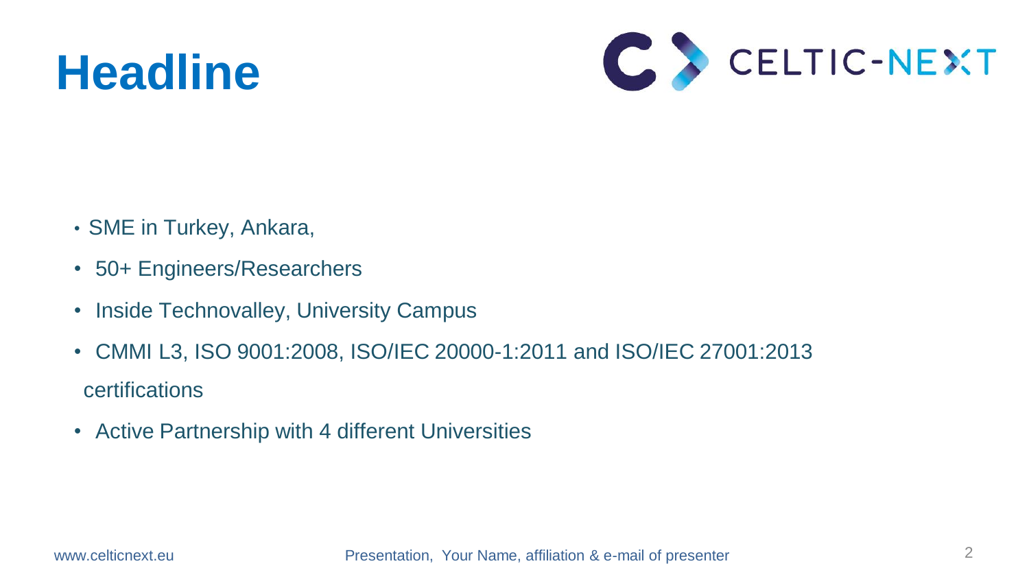# Headline

- SME in Turkey, Ankara,
- 50+ Engineers/Researchers
- Inside Technovalley, University Campus
- CMMI L3, ISO 9001:2008, ISO/IEC 20000-1:2011 and ISO/IEC 27001:2013 certifications
- Active Partnership with 4 different Universities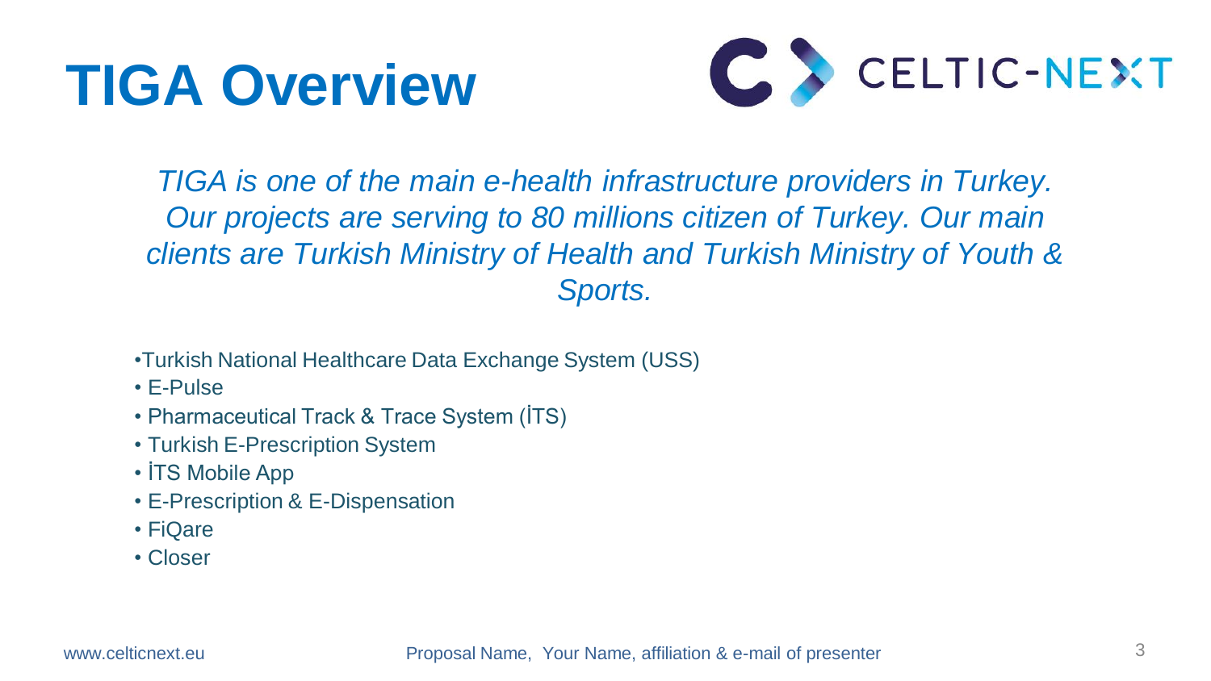# TIGA Overview

*TIGA is one of the main e-health infrastructure providers in Turkey. Our projects are serving to 80 millions citizen of Turkey. Our main clients are Turkish Ministry of Health and Turkish Ministry of Youth & Sports.*

- Turkish National Healthcare Data Exchange System (USS)
- E-Pulse
- Pharmaceutical Track & Trace System (İTS)
- Turkish E-Prescription System
- İTS Mobile App
- E-Prescription & E-Dispensation
- FiQare
- Closer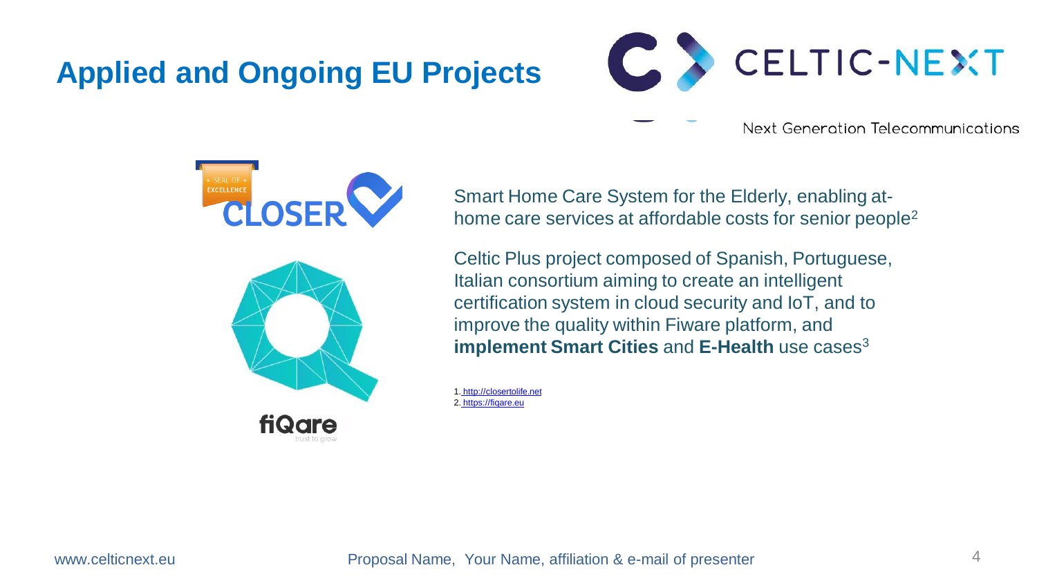# Applied and Ongoing EU Projects

Smart Home Care System for the Elderly, enabling at-home care services at affordable costs for senior people[2]

Celtic Plus project composed of Spanish, Portuguese, Italian consortium aiming to create an intelligent certification system in cloud security and IoT, and to improve the quality within Fiware platform, and **implement Smart Cities** and **E-Health** use cases[3]

1. http://closertolife.net
2. https://fiqare.eu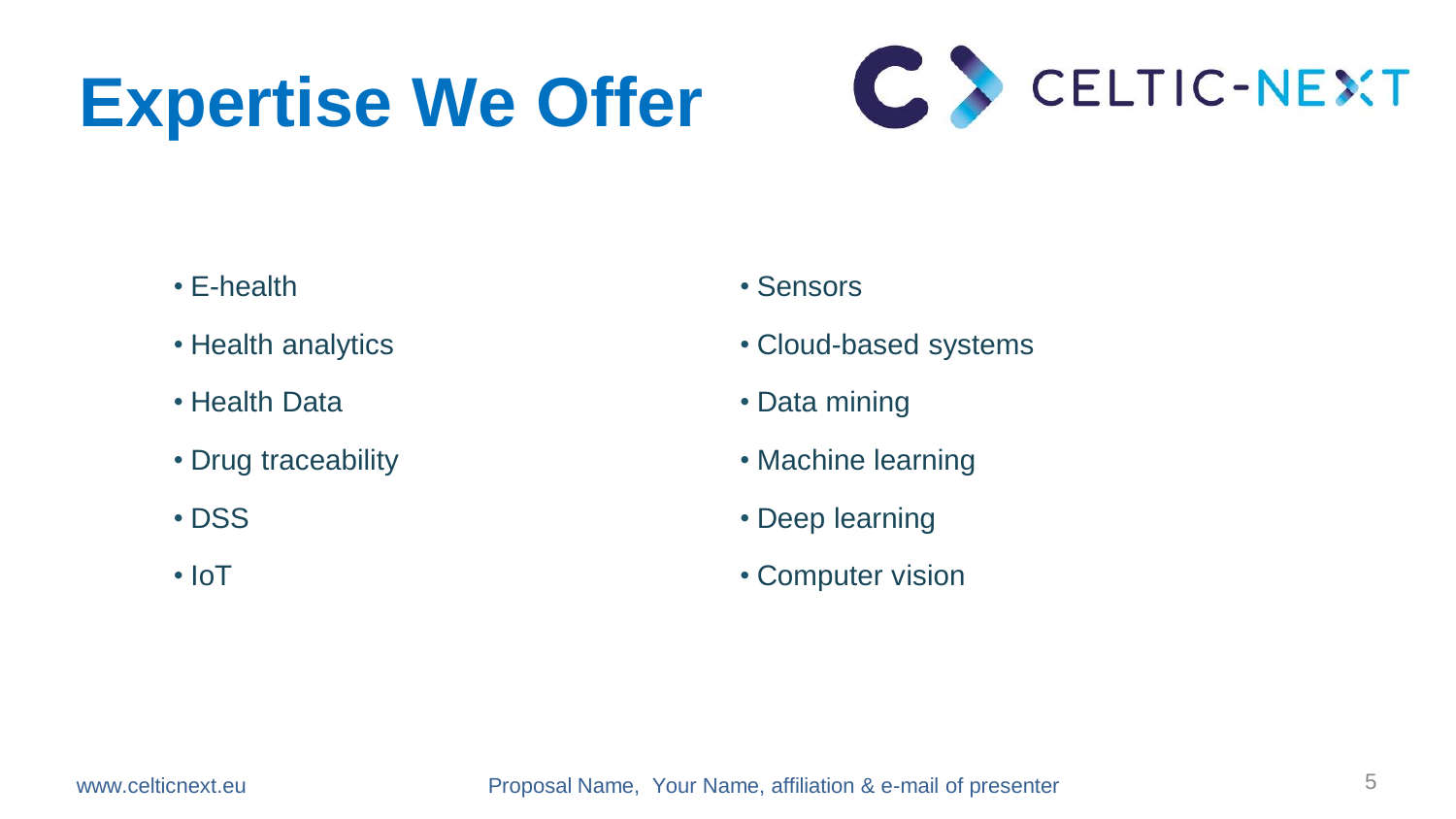# Expertise We Offer

- E-health
- Health analytics
- Health Data
- Drug traceability
- DSS
- IoT
- Sensors
- Cloud-based systems
- Data mining
- Machine learning
- Deep learning
- Computer vision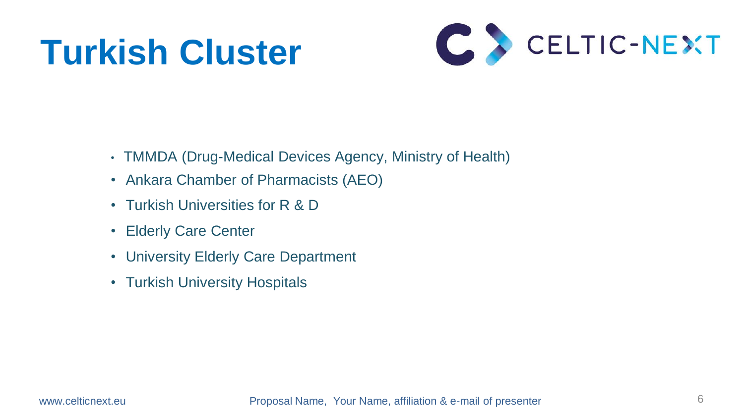# Turkish Cluster

- TMMDA (Drug-Medical Devices Agency, Ministry of Health)
- Ankara Chamber of Pharmacists (AEO)
- Turkish Universities for R & D
- Elderly Care Center
- University Elderly Care Department
- Turkish University Hospitals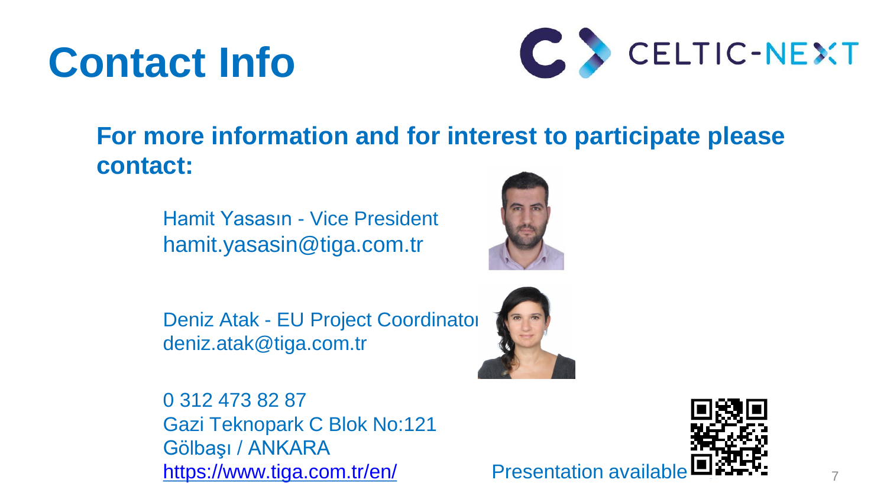# Contact Info

**For more information and for interest to participate please contact:**

Hamit Yasasın - Vice President
hamit.yasasin@tiga.com.tr

Deniz Atak - EU Project Coordinator
deniz.atak@tiga.com.tr

0 312 473 82 87
Gazi Teknopark C Blok No:121
Gölbaşı / ANKARA
https://www.tiga.com.tr/en/

Presentation available